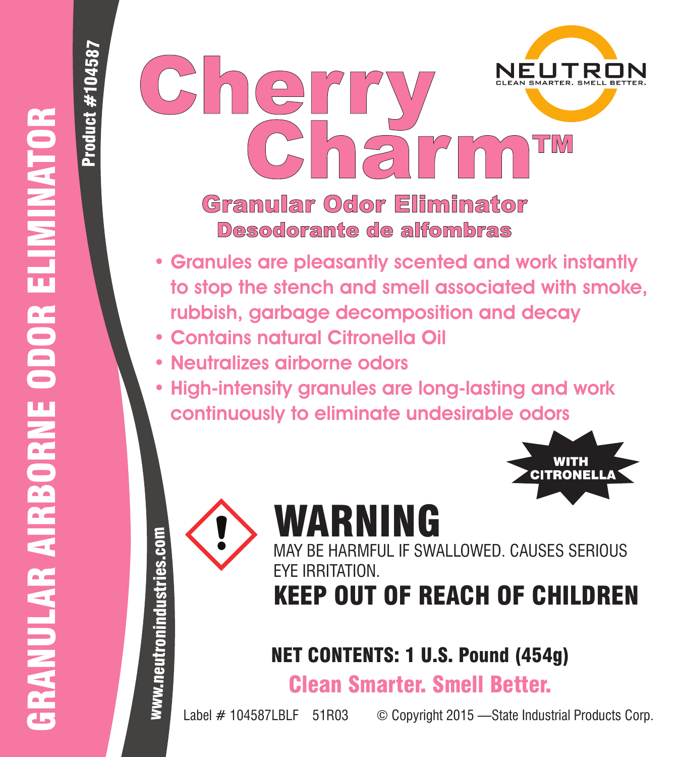GRANULAR AIRBORNE ODOR ELIMINATOR

Product #104587

# Cherry Charm™

NEUTRON
CLEAN SMARTER. SMELL BETTER.

## Granular Odor Eliminator
## Desodorante de alfombras

- Granules are pleasantly scented and work instantly to stop the stench and smell associated with smoke, rubbish, garbage decomposition and decay
- Contains natural Citronella Oil
- Neutralizes airborne odors
- High-intensity granules are long-lasting and work continuously to eliminate undesirable odors

WITH CITRONELLA

www.neutronindustries.com

# WARNING

MAY BE HARMFUL IF SWALLOWED. CAUSES SERIOUS EYE IRRITATION.

**KEEP OUT OF REACH OF CHILDREN**

**NET CONTENTS: 1 U.S. Pound (454g)**

**Clean Smarter. Smell Better.**

Label # 104587LBLF 51R03 © Copyright 2015 —State Industrial Products Corp.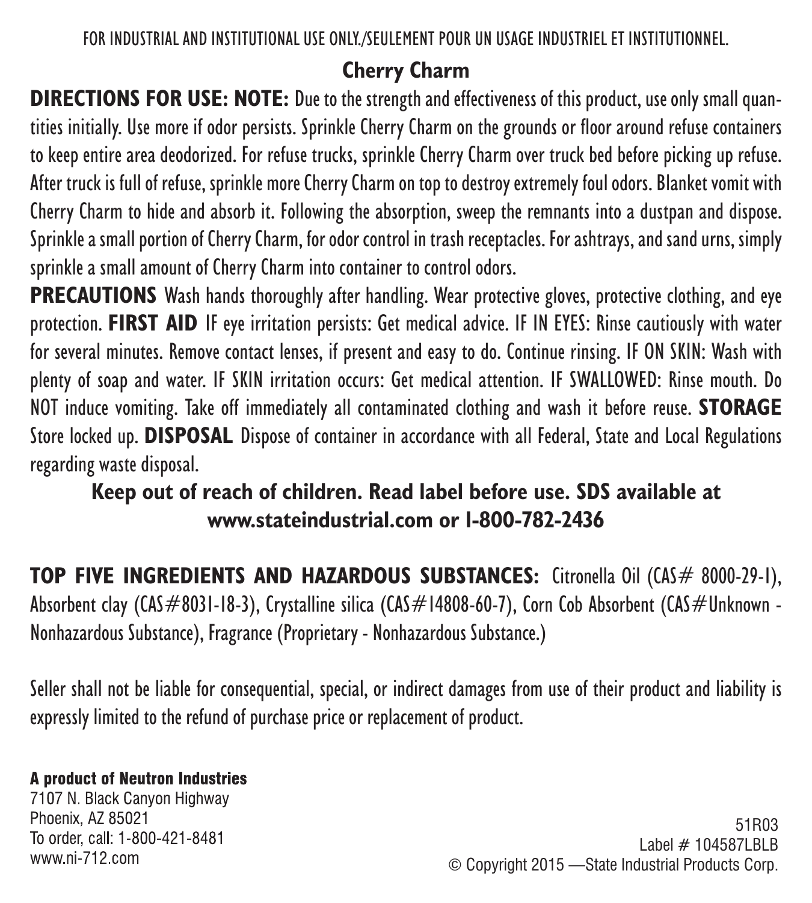FOR INDUSTRIAL AND INSTITUTIONAL USE ONLY./SEULEMENT POUR UN USAGE INDUSTRIEL ET INSTITUTIONNEL.

## Cherry Charm

**DIRECTIONS FOR USE: NOTE:** Due to the strength and effectiveness of this product, use only small quantities initially. Use more if odor persists. Sprinkle Cherry Charm on the grounds or floor around refuse containers to keep entire area deodorized. For refuse trucks, sprinkle Cherry Charm over truck bed before picking up refuse. After truck is full of refuse, sprinkle more Cherry Charm on top to destroy extremely foul odors. Blanket vomit with Cherry Charm to hide and absorb it. Following the absorption, sweep the remnants into a dustpan and dispose. Sprinkle a small portion of Cherry Charm, for odor control in trash receptacles. For ashtrays, and sand urns, simply sprinkle a small amount of Cherry Charm into container to control odors.

**PRECAUTIONS** Wash hands thoroughly after handling. Wear protective gloves, protective clothing, and eye protection. **FIRST AID** IF eye irritation persists: Get medical advice. IF IN EYES: Rinse cautiously with water for several minutes. Remove contact lenses, if present and easy to do. Continue rinsing. IF ON SKIN: Wash with plenty of soap and water. IF SKIN irritation occurs: Get medical attention. IF SWALLOWED: Rinse mouth. Do NOT induce vomiting. Take off immediately all contaminated clothing and wash it before reuse. **STORAGE** Store locked up. **DISPOSAL** Dispose of container in accordance with all Federal, State and Local Regulations regarding waste disposal.

**Keep out of reach of children. Read label before use. SDS available at www.stateindustrial.com or 1-800-782-2436**

**TOP FIVE INGREDIENTS AND HAZARDOUS SUBSTANCES:** Citronella Oil (CAS# 8000-29-1), Absorbent clay (CAS#8031-18-3), Crystalline silica (CAS#14808-60-7), Corn Cob Absorbent (CAS#Unknown - Nonhazardous Substance), Fragrance (Proprietary - Nonhazardous Substance.)

Seller shall not be liable for consequential, special, or indirect damages from use of their product and liability is expressly limited to the refund of purchase price or replacement of product.

**A product of Neutron Industries**
7107 N. Black Canyon Highway
Phoenix, AZ 85021
To order, call: 1-800-421-8481
www.ni-712.com

51R03
Label # 104587LBLB
© Copyright 2015 —State Industrial Products Corp.